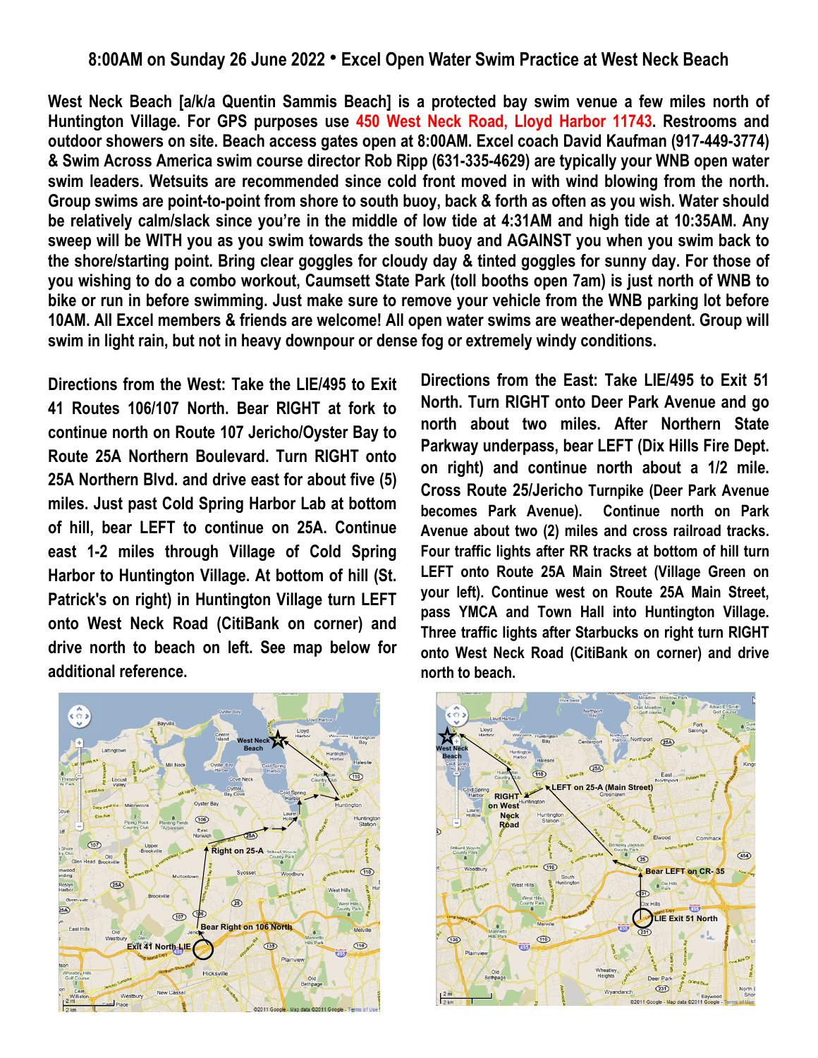# 8:00AM on Sunday 26 June 2022 • Excel Open Water Swim Practice at West Neck Beach

**West Neck Beach [a/k/a Quentin Sammis Beach] is a protected bay swim venue a few miles north of Huntington Village. For GPS purposes use 450 West Neck Road, Lloyd Harbor 11743. Restrooms and outdoor showers on site. Beach access gates open at 8:00AM. Excel coach David Kaufman (917-449-3774) & Swim Across America swim course director Rob Ripp (631-335-4629) are typically your WNB open water swim leaders. Wetsuits are recommended since cold front moved in with wind blowing from the north. Group swims are point-to-point from shore to south buoy, back & forth as often as you wish. Water should be relatively calm/slack since you're in the middle of low tide at 4:31AM and high tide at 10:35AM. Any sweep will be WITH you as you swim towards the south buoy and AGAINST you when you swim back to the shore/starting point. Bring clear goggles for cloudy day & tinted goggles for sunny day. For those of you wishing to do a combo workout, Caumsett State Park (toll booths open 7am) is just north of WNB to bike or run in before swimming. Just make sure to remove your vehicle from the WNB parking lot before 10AM. All Excel members & friends are welcome! All open water swims are weather-dependent. Group will swim in light rain, but not in heavy downpour or dense fog or extremely windy conditions.**

**Directions from the West: Take the LIE/495 to Exit 41 Routes 106/107 North. Bear RIGHT at fork to continue north on Route 107 Jericho/Oyster Bay to Route 25A Northern Boulevard. Turn RIGHT onto 25A Northern Blvd. and drive east for about five (5) miles. Just past Cold Spring Harbor Lab at bottom of hill, bear LEFT to continue on 25A. Continue east 1-2 miles through Village of Cold Spring Harbor to Huntington Village. At bottom of hill (St. Patrick's on right) in Huntington Village turn LEFT onto West Neck Road (CitiBank on corner) and drive north to beach on left. See map below for additional reference.**

**Directions from the East: Take LIE/495 to Exit 51 North. Turn RIGHT onto Deer Park Avenue and go north about two miles. After Northern State Parkway underpass, bear LEFT (Dix Hills Fire Dept. on right) and continue north about a 1/2 mile. Cross Route 25/Jericho Turnpike (Deer Park Avenue becomes Park Avenue). Continue north on Park Avenue about two (2) miles and cross railroad tracks. Four traffic lights after RR tracks at bottom of hill turn LEFT onto Route 25A Main Street (Village Green on your left). Continue west on Route 25A Main Street, pass YMCA and Town Hall into Huntington Village. Three traffic lights after Starbucks on right turn RIGHT onto West Neck Road (CitiBank on corner) and drive north to beach.**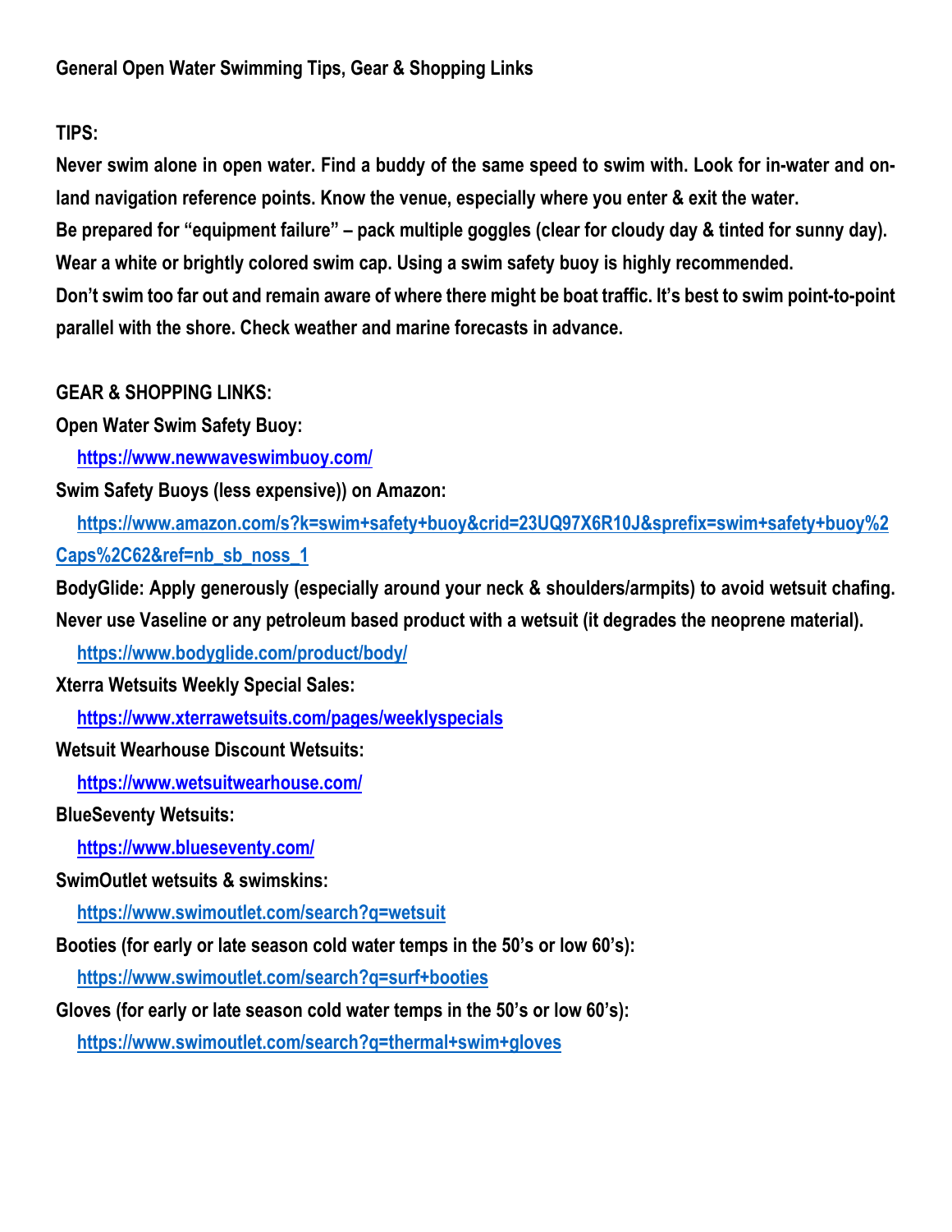**General Open Water Swimming Tips, Gear & Shopping Links**

**TIPS:**

**Never swim alone in open water. Find a buddy of the same speed to swim with. Look for in-water and on-land navigation reference points. Know the venue, especially where you enter & exit the water.**
**Be prepared for "equipment failure" – pack multiple goggles (clear for cloudy day & tinted for sunny day). Wear a white or brightly colored swim cap. Using a swim safety buoy is highly recommended.**
**Don't swim too far out and remain aware of where there might be boat traffic. It's best to swim point-to-point parallel with the shore. Check weather and marine forecasts in advance.**

**GEAR & SHOPPING LINKS:**

**Open Water Swim Safety Buoy:**
https://www.newwaveswimbuoy.com/

**Swim Safety Buoys (less expensive)) on Amazon:**
https://www.amazon.com/s?k=swim+safety+buoy&crid=23UQ97X6R10J&sprefix=swim+safety+buoy%2Caps%2C62&ref=nb_sb_noss_1

**BodyGlide: Apply generously (especially around your neck & shoulders/armpits) to avoid wetsuit chafing. Never use Vaseline or any petroleum based product with a wetsuit (it degrades the neoprene material).**
https://www.bodyglide.com/product/body/

**Xterra Wetsuits Weekly Special Sales:**
https://www.xterrawetsuits.com/pages/weeklyspecials

**Wetsuit Wearhouse Discount Wetsuits:**
https://www.wetsuitwearhouse.com/

**BlueSeventy Wetsuits:**
https://www.blueseventy.com/

**SwimOutlet wetsuits & swimskins:**
https://www.swimoutlet.com/search?q=wetsuit

**Booties (for early or late season cold water temps in the 50's or low 60's):**
https://www.swimoutlet.com/search?q=surf+booties

**Gloves (for early or late season cold water temps in the 50's or low 60's):**
https://www.swimoutlet.com/search?q=thermal+swim+gloves